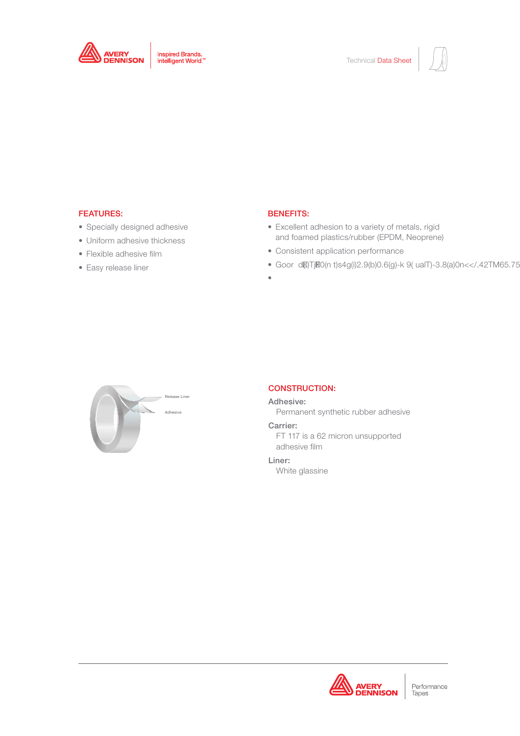Technical Data Sheet

## FEATURES:

- Specially designed adhesive
- Uniform adhesive thickness
- Flexible adhesive film
- Easy release liner

## BENEFITS:

- Excellent adhesion to a variety of metals, rigid and foamed plastics/rubber (EPDM, Neoprene)
- Consistent application performance
- Goor d(̈)Tj̈0(n t)s4g(i)2.9(b)0.6(g)-k 9( ualT)-3.8(a)0n<</.42TM65.75
- 

Release Liner

Adhesive

## CONSTRUCTION:

**Adhesive:**
Permanent synthetic rubber adhesive

**Carrier:**
FT 117 is a 62 micron unsupported adhesive film

**Liner:**
White glassine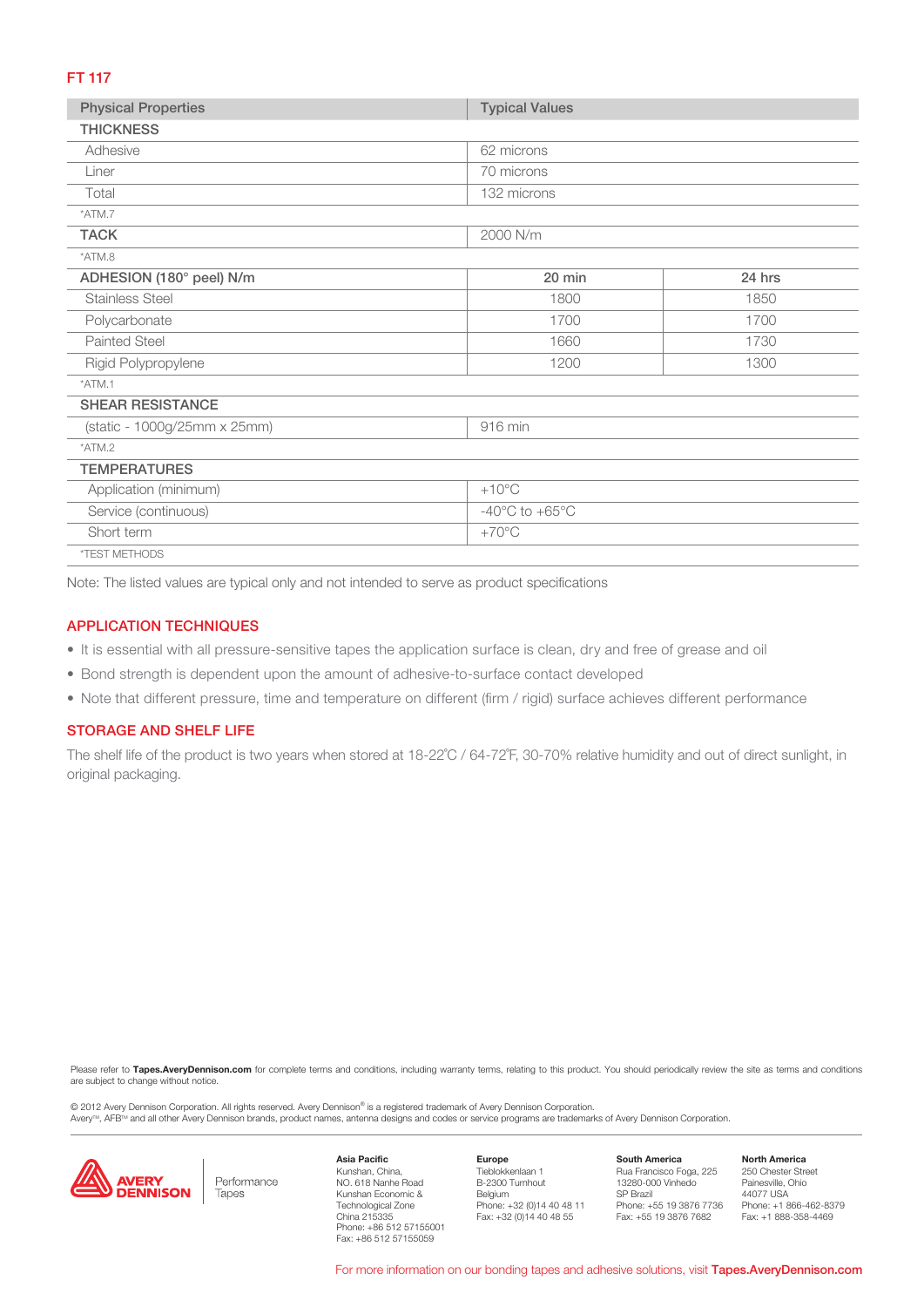## FT 117

| Physical Properties | Typical Values | |
|---|---|---|
| **THICKNESS** | | |
| Adhesive | 62 microns | |
| Liner | 70 microns | |
| Total | 132 microns | |
| *ATM.7 | | |
| **TACK** | 2000 N/m | |
| *ATM.8 | | |
| **ADHESION (180° peel) N/m** | **20 min** | **24 hrs** |
| Stainless Steel | 1800 | 1850 |
| Polycarbonate | 1700 | 1700 |
| Painted Steel | 1660 | 1730 |
| Rigid Polypropylene | 1200 | 1300 |
| *ATM.1 | | |
| **SHEAR RESISTANCE** | | |
| (static - 1000g/25mm x 25mm) | 916 min | |
| *ATM.2 | | |
| **TEMPERATURES** | | |
| Application (minimum) | +10°C | |
| Service (continuous) | -40°C to +65°C | |
| Short term | +70°C | |
| *TEST METHODS | | |

Note: The listed values are typical only and not intended to serve as product specifications

## APPLICATION TECHNIQUES

- It is essential with all pressure-sensitive tapes the application surface is clean, dry and free of grease and oil
- Bond strength is dependent upon the amount of adhesive-to-surface contact developed
- Note that different pressure, time and temperature on different (firm / rigid) surface achieves different performance

## STORAGE AND SHELF LIFE

The shelf life of the product is two years when stored at 18-22˚C / 64-72˚F, 30-70% relative humidity and out of direct sunlight, in original packaging.

Please refer to **Tapes.AveryDennison.com** for complete terms and conditions, including warranty terms, relating to this product. You should periodically review the site as terms and conditions are subject to change without notice.

© 2012 Avery Dennison Corporation. All rights reserved. Avery Dennison® is a registered trademark of Avery Dennison Corporation.
Avery™, AFB™ and all other Avery Dennison brands, product names, antenna designs and codes or service programs are trademarks of Avery Dennison Corporation.

AVERY DENNISON Performance Tapes

**Asia Pacific**
Kunshan, China,
NO. 618 Nanhe Road
Kunshan Economic &
Technological Zone
China 215335
Phone: +86 512 57155001
Fax: +86 512 57155059

**Europe**
Tieblokkenlaan 1
B-2300 Turnhout
Belgium
Phone: +32 (0)14 40 48 11
Fax: +32 (0)14 40 48 55

**South America**
Rua Francisco Foga, 225
13280-000 Vinhedo
SP Brazil
Phone: +55 19 3876 7736
Fax: +55 19 3876 7682

**North America**
250 Chester Street
Painesville, Ohio
44077 USA
Phone: +1 866-462-8379
Fax: +1 888-358-4469

For more information on our bonding tapes and adhesive solutions, visit **Tapes.AveryDennison.com**